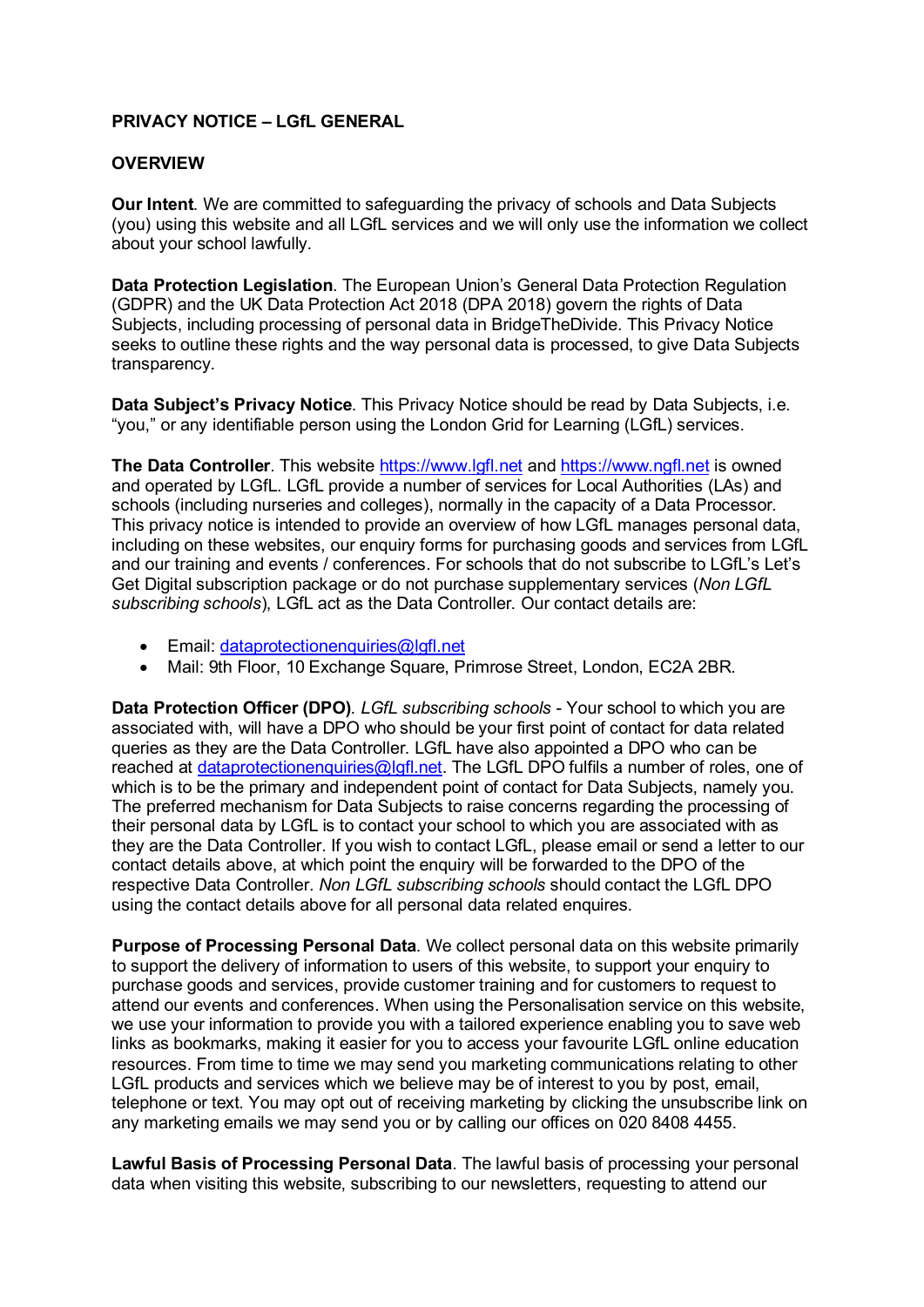# PRIVACY NOTICE – LGfL GENERAL

## OVERVIEW

**Our Intent**. We are committed to safeguarding the privacy of schools and Data Subjects (you) using this website and all LGfL services and we will only use the information we collect about your school lawfully.

**Data Protection Legislation**. The European Union's General Data Protection Regulation (GDPR) and the UK Data Protection Act 2018 (DPA 2018) govern the rights of Data Subjects, including processing of personal data in BridgeTheDivide. This Privacy Notice seeks to outline these rights and the way personal data is processed, to give Data Subjects transparency.

**Data Subject's Privacy Notice**. This Privacy Notice should be read by Data Subjects, i.e. "you," or any identifiable person using the London Grid for Learning (LGfL) services.

**The Data Controller**. This website [https://www.lgfl.net](https://www.lgfl.net) and [https://www.ngfl.net](https://www.ngfl.net) is owned and operated by LGfL. LGfL provide a number of services for Local Authorities (LAs) and schools (including nurseries and colleges), normally in the capacity of a Data Processor. This privacy notice is intended to provide an overview of how LGfL manages personal data, including on these websites, our enquiry forms for purchasing goods and services from LGfL and our training and events / conferences. For schools that do not subscribe to LGfL's Let's Get Digital subscription package or do not purchase supplementary services (*Non LGfL subscribing schools*), LGfL act as the Data Controller. Our contact details are:

- Email: [dataprotectionenquiries@lgfl.net](mailto:dataprotectionenquiries@lgfl.net)
- Mail: 9th Floor, 10 Exchange Square, Primrose Street, London, EC2A 2BR.

**Data Protection Officer (DPO)**. *LGfL subscribing schools* - Your school to which you are associated with, will have a DPO who should be your first point of contact for data related queries as they are the Data Controller. LGfL have also appointed a DPO who can be reached at [dataprotectionenquiries@lgfl.net](mailto:dataprotectionenquiries@lgfl.net). The LGfL DPO fulfils a number of roles, one of which is to be the primary and independent point of contact for Data Subjects, namely you. The preferred mechanism for Data Subjects to raise concerns regarding the processing of their personal data by LGfL is to contact your school to which you are associated with as they are the Data Controller. If you wish to contact LGfL, please email or send a letter to our contact details above, at which point the enquiry will be forwarded to the DPO of the respective Data Controller. *Non LGfL subscribing schools* should contact the LGfL DPO using the contact details above for all personal data related enquires.

**Purpose of Processing Personal Data**. We collect personal data on this website primarily to support the delivery of information to users of this website, to support your enquiry to purchase goods and services, provide customer training and for customers to request to attend our events and conferences. When using the Personalisation service on this website, we use your information to provide you with a tailored experience enabling you to save web links as bookmarks, making it easier for you to access your favourite LGfL online education resources. From time to time we may send you marketing communications relating to other LGfL products and services which we believe may be of interest to you by post, email, telephone or text. You may opt out of receiving marketing by clicking the unsubscribe link on any marketing emails we may send you or by calling our offices on 020 8408 4455.

**Lawful Basis of Processing Personal Data**. The lawful basis of processing your personal data when visiting this website, subscribing to our newsletters, requesting to attend our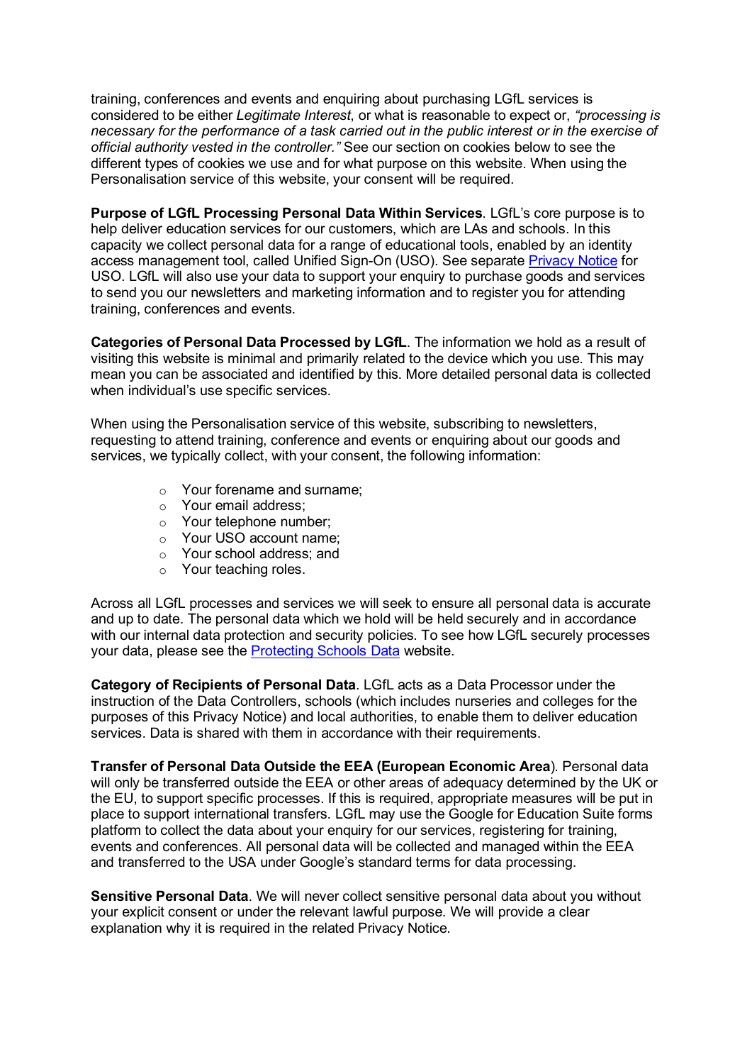training, conferences and events and enquiring about purchasing LGfL services is considered to be either *Legitimate Interest*, or what is reasonable to expect or, *"processing is necessary for the performance of a task carried out in the public interest or in the exercise of official authority vested in the controller."* See our section on cookies below to see the different types of cookies we use and for what purpose on this website. When using the Personalisation service of this website, your consent will be required.

**Purpose of LGfL Processing Personal Data Within Services**. LGfL's core purpose is to help deliver education services for our customers, which are LAs and schools. In this capacity we collect personal data for a range of educational tools, enabled by an identity access management tool, called Unified Sign-On (USO). See separate Privacy Notice for USO. LGfL will also use your data to support your enquiry to purchase goods and services to send you our newsletters and marketing information and to register you for attending training, conferences and events.

**Categories of Personal Data Processed by LGfL**. The information we hold as a result of visiting this website is minimal and primarily related to the device which you use. This may mean you can be associated and identified by this. More detailed personal data is collected when individual's use specific services.

When using the Personalisation service of this website, subscribing to newsletters, requesting to attend training, conference and events or enquiring about our goods and services, we typically collect, with your consent, the following information:

- Your forename and surname;
- Your email address;
- Your telephone number;
- Your USO account name;
- Your school address; and
- Your teaching roles.

Across all LGfL processes and services we will seek to ensure all personal data is accurate and up to date. The personal data which we hold will be held securely and in accordance with our internal data protection and security policies. To see how LGfL securely processes your data, please see the Protecting Schools Data website.

**Category of Recipients of Personal Data**. LGfL acts as a Data Processor under the instruction of the Data Controllers, schools (which includes nurseries and colleges for the purposes of this Privacy Notice) and local authorities, to enable them to deliver education services. Data is shared with them in accordance with their requirements.

**Transfer of Personal Data Outside the EEA (European Economic Area**). Personal data will only be transferred outside the EEA or other areas of adequacy determined by the UK or the EU, to support specific processes. If this is required, appropriate measures will be put in place to support international transfers. LGfL may use the Google for Education Suite forms platform to collect the data about your enquiry for our services, registering for training, events and conferences. All personal data will be collected and managed within the EEA and transferred to the USA under Google's standard terms for data processing.

**Sensitive Personal Data**. We will never collect sensitive personal data about you without your explicit consent or under the relevant lawful purpose. We will provide a clear explanation why it is required in the related Privacy Notice.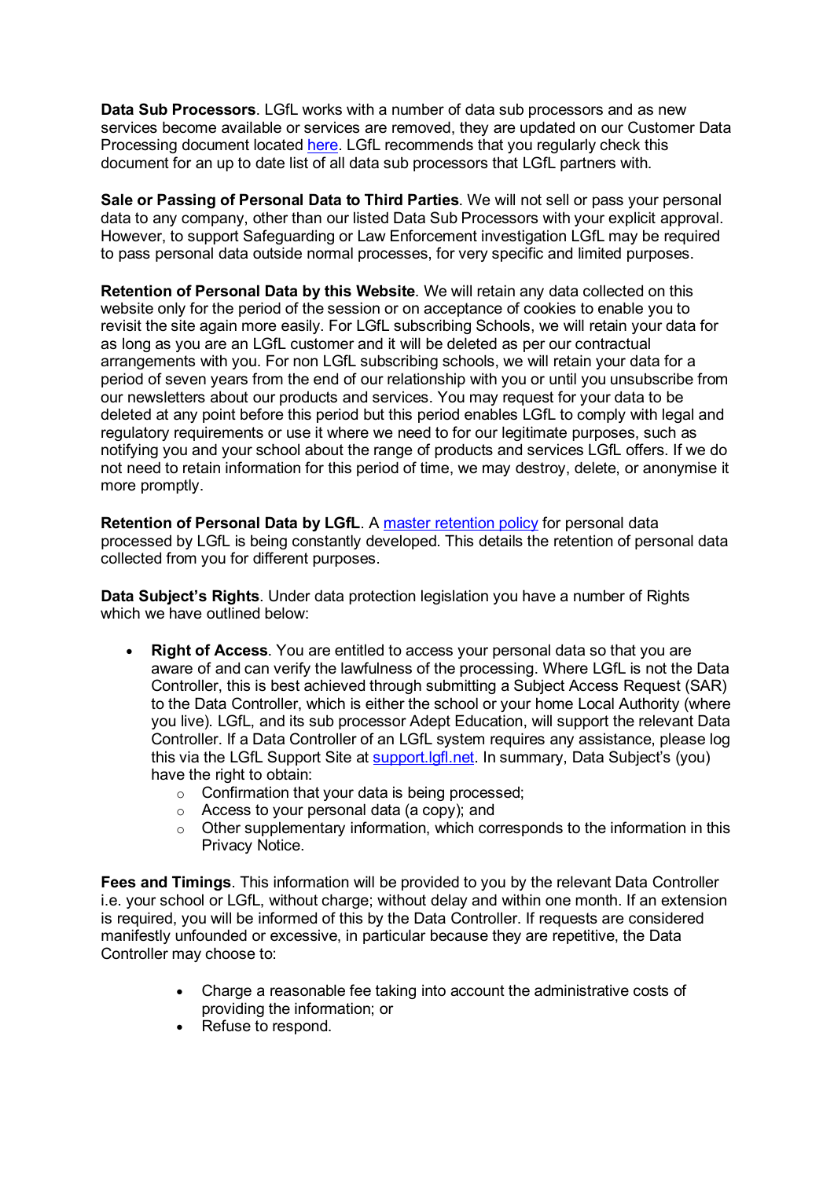**Data Sub Processors**. LGfL works with a number of data sub processors and as new services become available or services are removed, they are updated on our Customer Data Processing document located here. LGfL recommends that you regularly check this document for an up to date list of all data sub processors that LGfL partners with.

**Sale or Passing of Personal Data to Third Parties**. We will not sell or pass your personal data to any company, other than our listed Data Sub Processors with your explicit approval. However, to support Safeguarding or Law Enforcement investigation LGfL may be required to pass personal data outside normal processes, for very specific and limited purposes.

**Retention of Personal Data by this Website**. We will retain any data collected on this website only for the period of the session or on acceptance of cookies to enable you to revisit the site again more easily. For LGfL subscribing Schools, we will retain your data for as long as you are an LGfL customer and it will be deleted as per our contractual arrangements with you. For non LGfL subscribing schools, we will retain your data for a period of seven years from the end of our relationship with you or until you unsubscribe from our newsletters about our products and services. You may request for your data to be deleted at any point before this period but this period enables LGfL to comply with legal and regulatory requirements or use it where we need to for our legitimate purposes, such as notifying you and your school about the range of products and services LGfL offers. If we do not need to retain information for this period of time, we may destroy, delete, or anonymise it more promptly.

**Retention of Personal Data by LGfL**. A master retention policy for personal data processed by LGfL is being constantly developed. This details the retention of personal data collected from you for different purposes.

**Data Subject's Rights**. Under data protection legislation you have a number of Rights which we have outlined below:

- **Right of Access**. You are entitled to access your personal data so that you are aware of and can verify the lawfulness of the processing. Where LGfL is not the Data Controller, this is best achieved through submitting a Subject Access Request (SAR) to the Data Controller, which is either the school or your home Local Authority (where you live). LGfL, and its sub processor Adept Education, will support the relevant Data Controller. If a Data Controller of an LGfL system requires any assistance, please log this via the LGfL Support Site at support.lgfl.net. In summary, Data Subject's (you) have the right to obtain:
    - Confirmation that your data is being processed;
    - Access to your personal data (a copy); and
    - Other supplementary information, which corresponds to the information in this Privacy Notice.

**Fees and Timings**. This information will be provided to you by the relevant Data Controller i.e. your school or LGfL, without charge; without delay and within one month. If an extension is required, you will be informed of this by the Data Controller. If requests are considered manifestly unfounded or excessive, in particular because they are repetitive, the Data Controller may choose to:

- Charge a reasonable fee taking into account the administrative costs of providing the information; or
- Refuse to respond.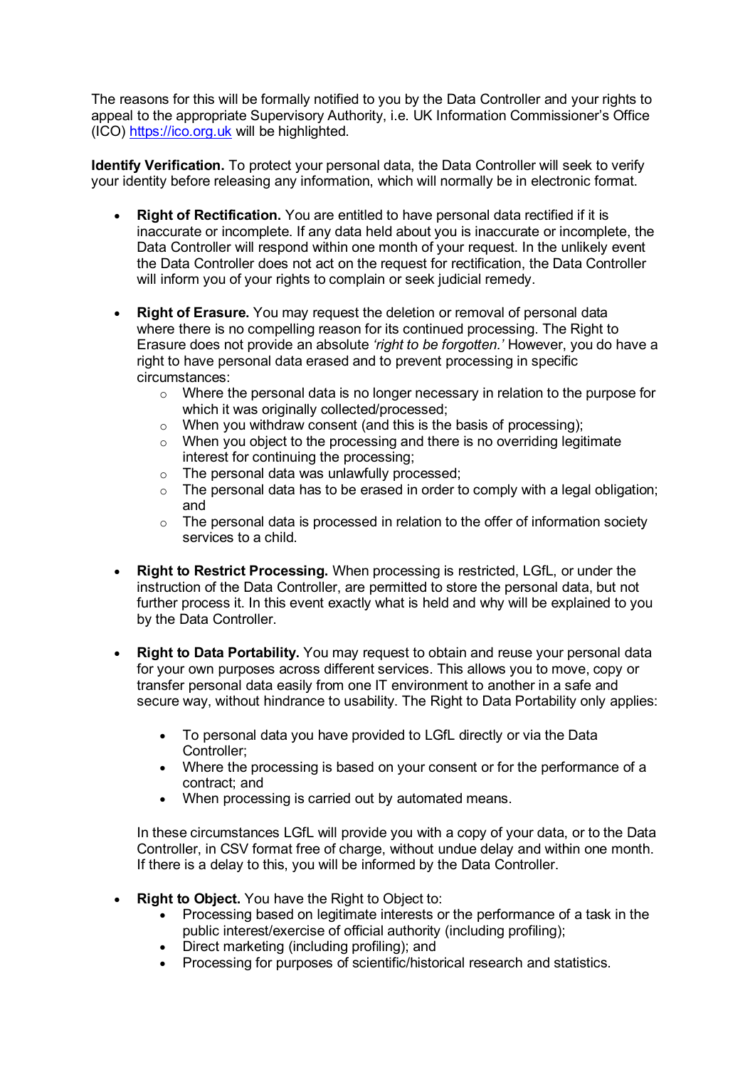The reasons for this will be formally notified to you by the Data Controller and your rights to appeal to the appropriate Supervisory Authority, i.e. UK Information Commissioner's Office (ICO) [https://ico.org.uk](https://ico.org.uk) will be highlighted.

**Identify Verification.** To protect your personal data, the Data Controller will seek to verify your identity before releasing any information, which will normally be in electronic format.

- **Right of Rectification.** You are entitled to have personal data rectified if it is inaccurate or incomplete. If any data held about you is inaccurate or incomplete, the Data Controller will respond within one month of your request. In the unlikely event the Data Controller does not act on the request for rectification, the Data Controller will inform you of your rights to complain or seek judicial remedy.

- **Right of Erasure.** You may request the deletion or removal of personal data where there is no compelling reason for its continued processing. The Right to Erasure does not provide an absolute *'right to be forgotten.'* However, you do have a right to have personal data erased and to prevent processing in specific circumstances:
  - Where the personal data is no longer necessary in relation to the purpose for which it was originally collected/processed;
  - When you withdraw consent (and this is the basis of processing);
  - When you object to the processing and there is no overriding legitimate interest for continuing the processing;
  - The personal data was unlawfully processed;
  - The personal data has to be erased in order to comply with a legal obligation; and
  - The personal data is processed in relation to the offer of information society services to a child.

- **Right to Restrict Processing.** When processing is restricted, LGfL, or under the instruction of the Data Controller, are permitted to store the personal data, but not further process it. In this event exactly what is held and why will be explained to you by the Data Controller.

- **Right to Data Portability.** You may request to obtain and reuse your personal data for your own purposes across different services. This allows you to move, copy or transfer personal data easily from one IT environment to another in a safe and secure way, without hindrance to usability. The Right to Data Portability only applies:

  - To personal data you have provided to LGfL directly or via the Data Controller;
  - Where the processing is based on your consent or for the performance of a contract; and
  - When processing is carried out by automated means.

  In these circumstances LGfL will provide you with a copy of your data, or to the Data Controller, in CSV format free of charge, without undue delay and within one month. If there is a delay to this, you will be informed by the Data Controller.

- **Right to Object.** You have the Right to Object to:
  - Processing based on legitimate interests or the performance of a task in the public interest/exercise of official authority (including profiling);
  - Direct marketing (including profiling); and
  - Processing for purposes of scientific/historical research and statistics.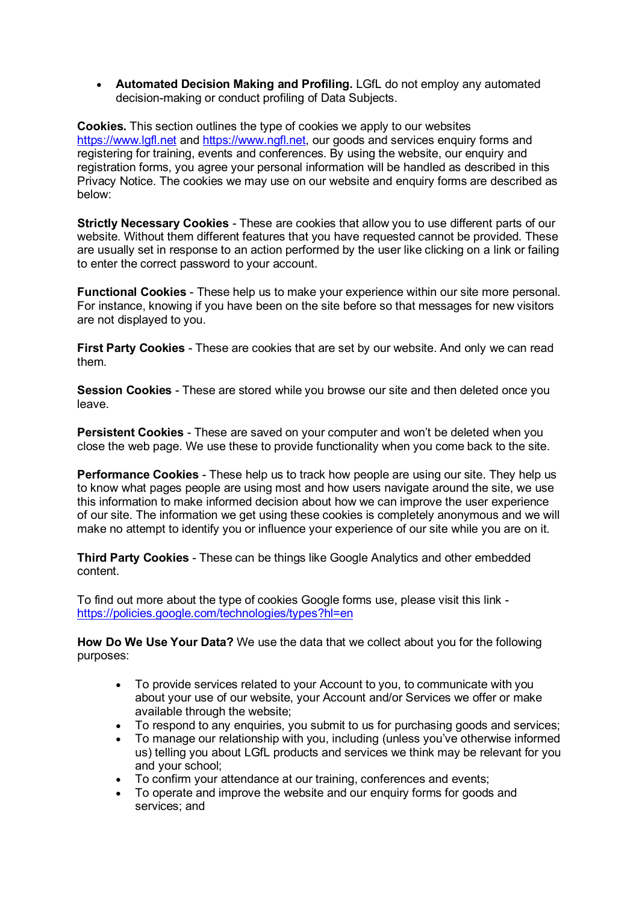- **Automated Decision Making and Profiling.** LGfL do not employ any automated decision-making or conduct profiling of Data Subjects.

**Cookies.** This section outlines the type of cookies we apply to our websites [https://www.lgfl.net](https://www.lgfl.net) and [https://www.ngfl.net](https://www.ngfl.net), our goods and services enquiry forms and registering for training, events and conferences. By using the website, our enquiry and registration forms, you agree your personal information will be handled as described in this Privacy Notice. The cookies we may use on our website and enquiry forms are described as below:

**Strictly Necessary Cookies** - These are cookies that allow you to use different parts of our website. Without them different features that you have requested cannot be provided. These are usually set in response to an action performed by the user like clicking on a link or failing to enter the correct password to your account.

**Functional Cookies** - These help us to make your experience within our site more personal. For instance, knowing if you have been on the site before so that messages for new visitors are not displayed to you.

**First Party Cookies** - These are cookies that are set by our website. And only we can read them.

**Session Cookies** - These are stored while you browse our site and then deleted once you leave.

**Persistent Cookies** - These are saved on your computer and won't be deleted when you close the web page. We use these to provide functionality when you come back to the site.

**Performance Cookies** - These help us to track how people are using our site. They help us to know what pages people are using most and how users navigate around the site, we use this information to make informed decision about how we can improve the user experience of our site. The information we get using these cookies is completely anonymous and we will make no attempt to identify you or influence your experience of our site while you are on it.

**Third Party Cookies** - These can be things like Google Analytics and other embedded content.

To find out more about the type of cookies Google forms use, please visit this link - [https://policies.google.com/technologies/types?hl=en](https://policies.google.com/technologies/types?hl=en)

**How Do We Use Your Data?** We use the data that we collect about you for the following purposes:

- To provide services related to your Account to you, to communicate with you about your use of our website, your Account and/or Services we offer or make available through the website;
- To respond to any enquiries, you submit to us for purchasing goods and services;
- To manage our relationship with you, including (unless you've otherwise informed us) telling you about LGfL products and services we think may be relevant for you and your school;
- To confirm your attendance at our training, conferences and events;
- To operate and improve the website and our enquiry forms for goods and services; and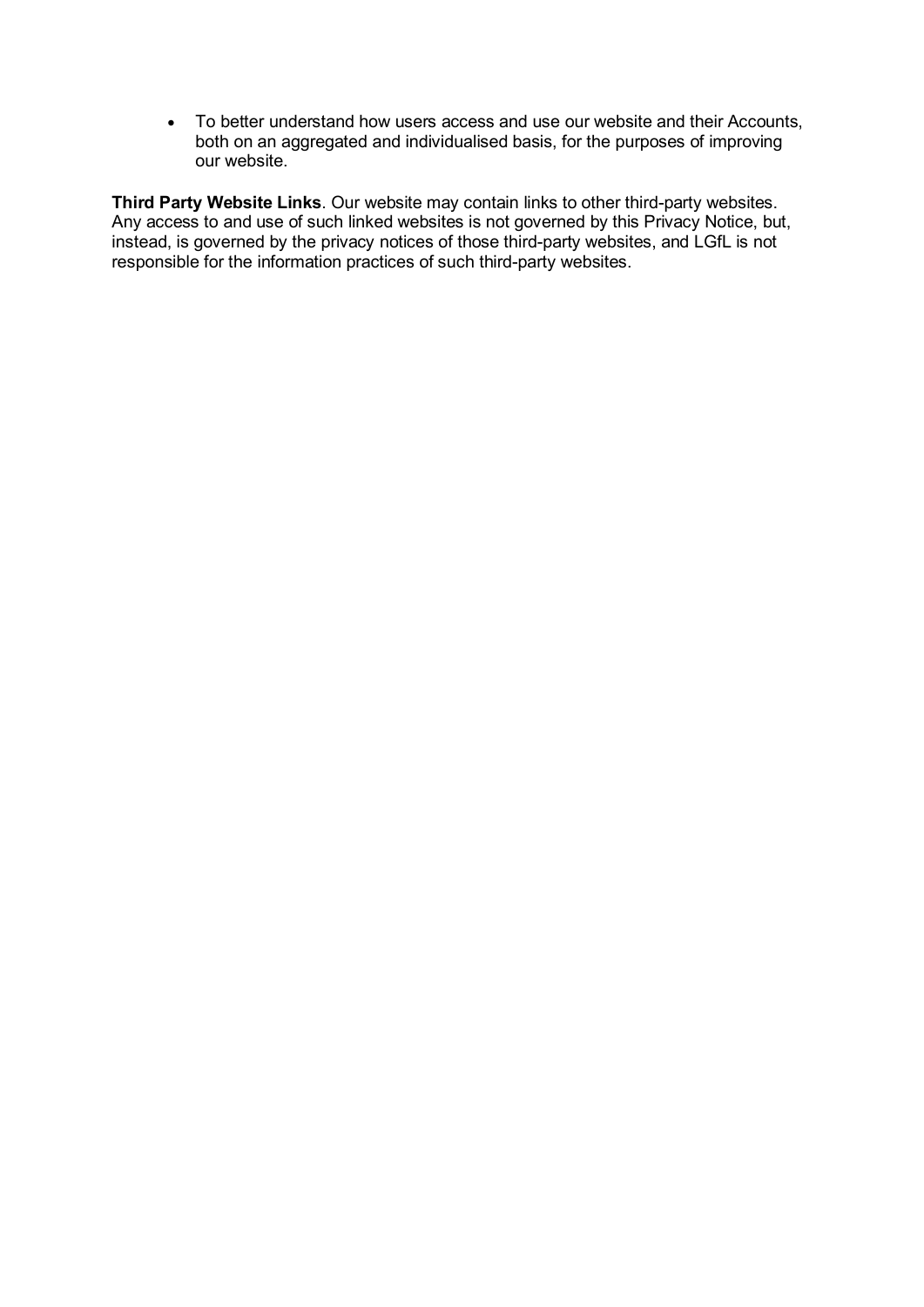- To better understand how users access and use our website and their Accounts, both on an aggregated and individualised basis, for the purposes of improving our website.

**Third Party Website Links**. Our website may contain links to other third-party websites. Any access to and use of such linked websites is not governed by this Privacy Notice, but, instead, is governed by the privacy notices of those third-party websites, and LGfL is not responsible for the information practices of such third-party websites.